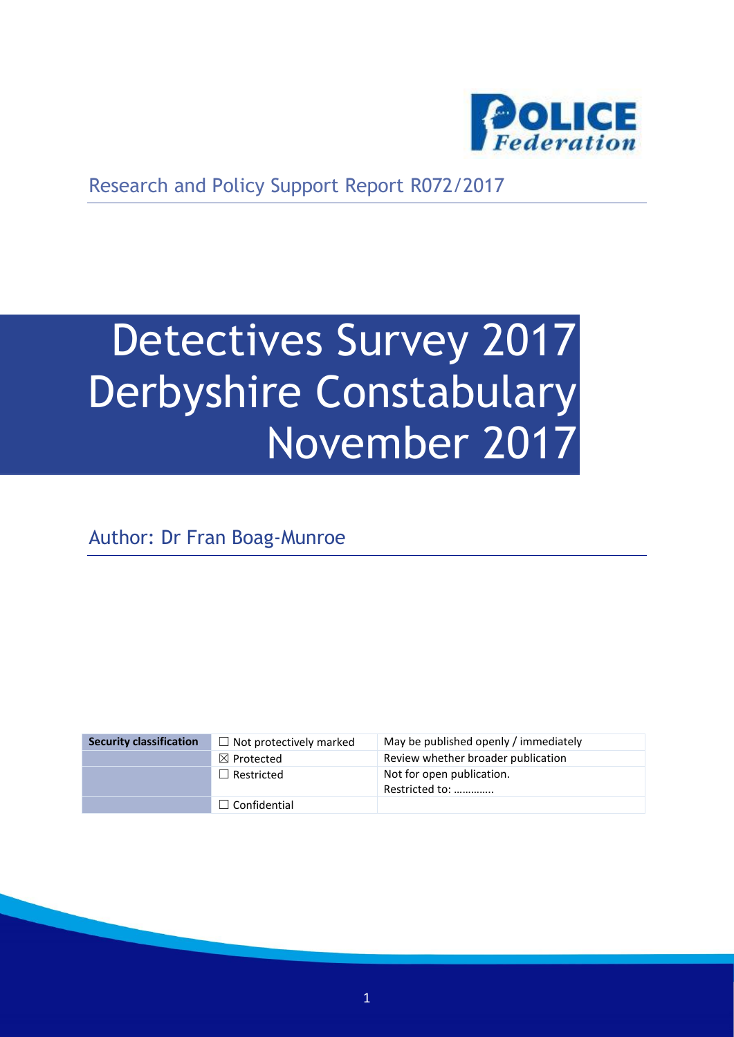Research and Policy Support Report R072/2017

# Detectives Survey 2017 Derbyshire Constabulary November 2017

Author: Dr Fran Boag-Munroe

| Security classification | ☐ Not protectively marked | May be published openly / immediately |
| --- | --- | --- |
| | ☒ Protected | Review whether broader publication |
| | ☐ Restricted | Not for open publication. Restricted to: ………….. |
| | ☐ Confidential | |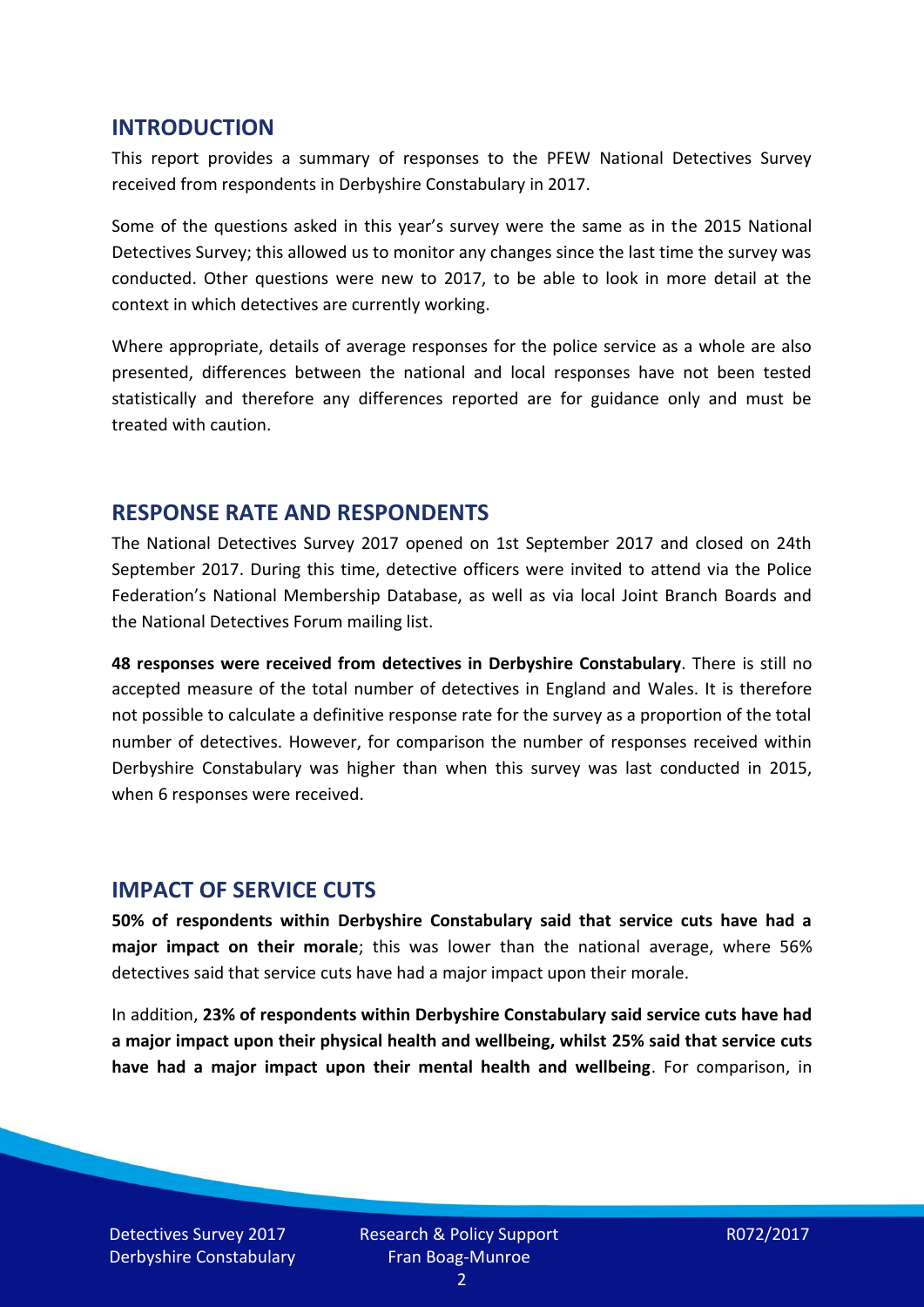## INTRODUCTION

This report provides a summary of responses to the PFEW National Detectives Survey received from respondents in Derbyshire Constabulary in 2017.

Some of the questions asked in this year's survey were the same as in the 2015 National Detectives Survey; this allowed us to monitor any changes since the last time the survey was conducted. Other questions were new to 2017, to be able to look in more detail at the context in which detectives are currently working.

Where appropriate, details of average responses for the police service as a whole are also presented, differences between the national and local responses have not been tested statistically and therefore any differences reported are for guidance only and must be treated with caution.

## RESPONSE RATE AND RESPONDENTS

The National Detectives Survey 2017 opened on 1st September 2017 and closed on 24th September 2017. During this time, detective officers were invited to attend via the Police Federation's National Membership Database, as well as via local Joint Branch Boards and the National Detectives Forum mailing list.

**48 responses were received from detectives in Derbyshire Constabulary**. There is still no accepted measure of the total number of detectives in England and Wales. It is therefore not possible to calculate a definitive response rate for the survey as a proportion of the total number of detectives. However, for comparison the number of responses received within Derbyshire Constabulary was higher than when this survey was last conducted in 2015, when 6 responses were received.

## IMPACT OF SERVICE CUTS

**50% of respondents within Derbyshire Constabulary said that service cuts have had a major impact on their morale**; this was lower than the national average, where 56% detectives said that service cuts have had a major impact upon their morale.

In addition, **23% of respondents within Derbyshire Constabulary said service cuts have had a major impact upon their physical health and wellbeing, whilst 25% said that service cuts have had a major impact upon their mental health and wellbeing**. For comparison, in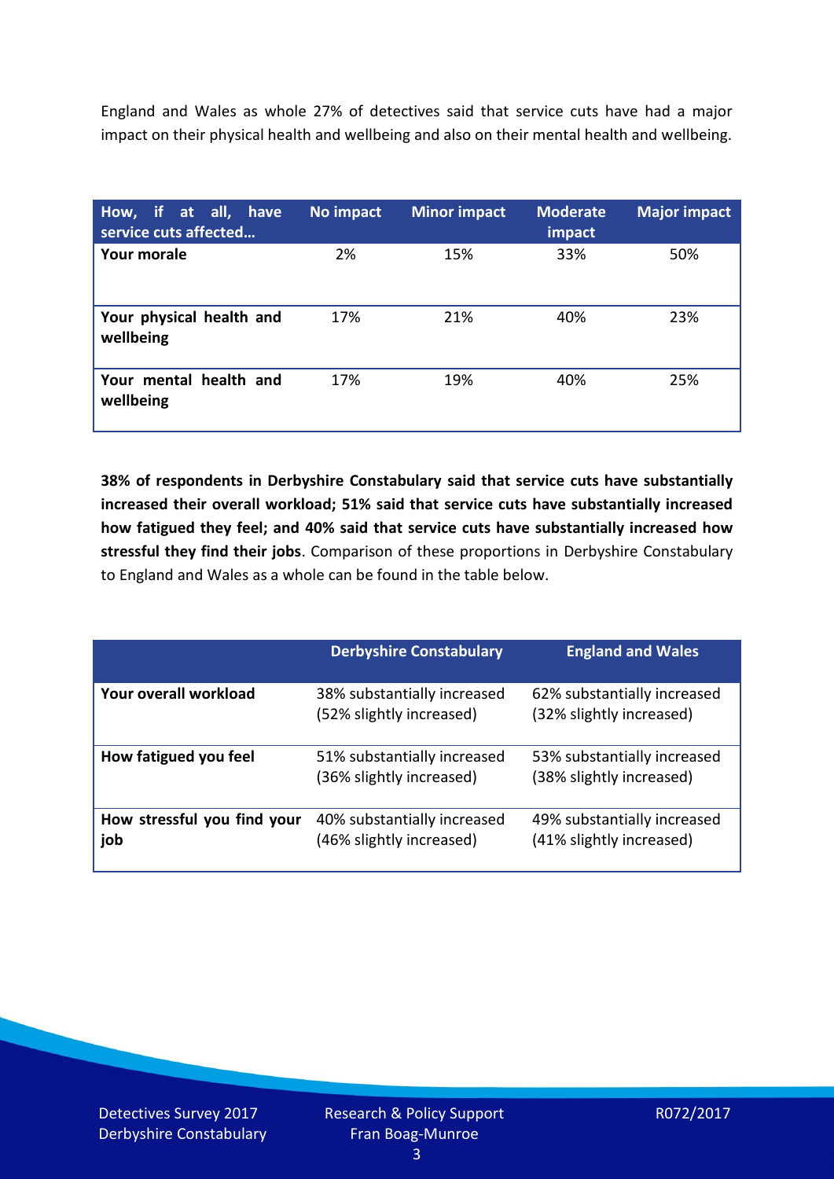England and Wales as whole 27% of detectives said that service cuts have had a major impact on their physical health and wellbeing and also on their mental health and wellbeing.

| How, if at all, have service cuts affected… | No impact | Minor impact | Moderate impact | Major impact |
|---|---|---|---|---|
| **Your morale** | 2% | 15% | 33% | 50% |
| **Your physical health and wellbeing** | 17% | 21% | 40% | 23% |
| **Your mental health and wellbeing** | 17% | 19% | 40% | 25% |

**38% of respondents in Derbyshire Constabulary said that service cuts have substantially increased their overall workload; 51% said that service cuts have substantially increased how fatigued they feel; and 40% said that service cuts have substantially increased how stressful they find their jobs**. Comparison of these proportions in Derbyshire Constabulary to England and Wales as a whole can be found in the table below.

| | Derbyshire Constabulary | England and Wales |
|---|---|---|
| **Your overall workload** | 38% substantially increased (52% slightly increased) | 62% substantially increased (32% slightly increased) |
| **How fatigued you feel** | 51% substantially increased (36% slightly increased) | 53% substantially increased (38% slightly increased) |
| **How stressful you find your job** | 40% substantially increased (46% slightly increased) | 49% substantially increased (41% slightly increased) |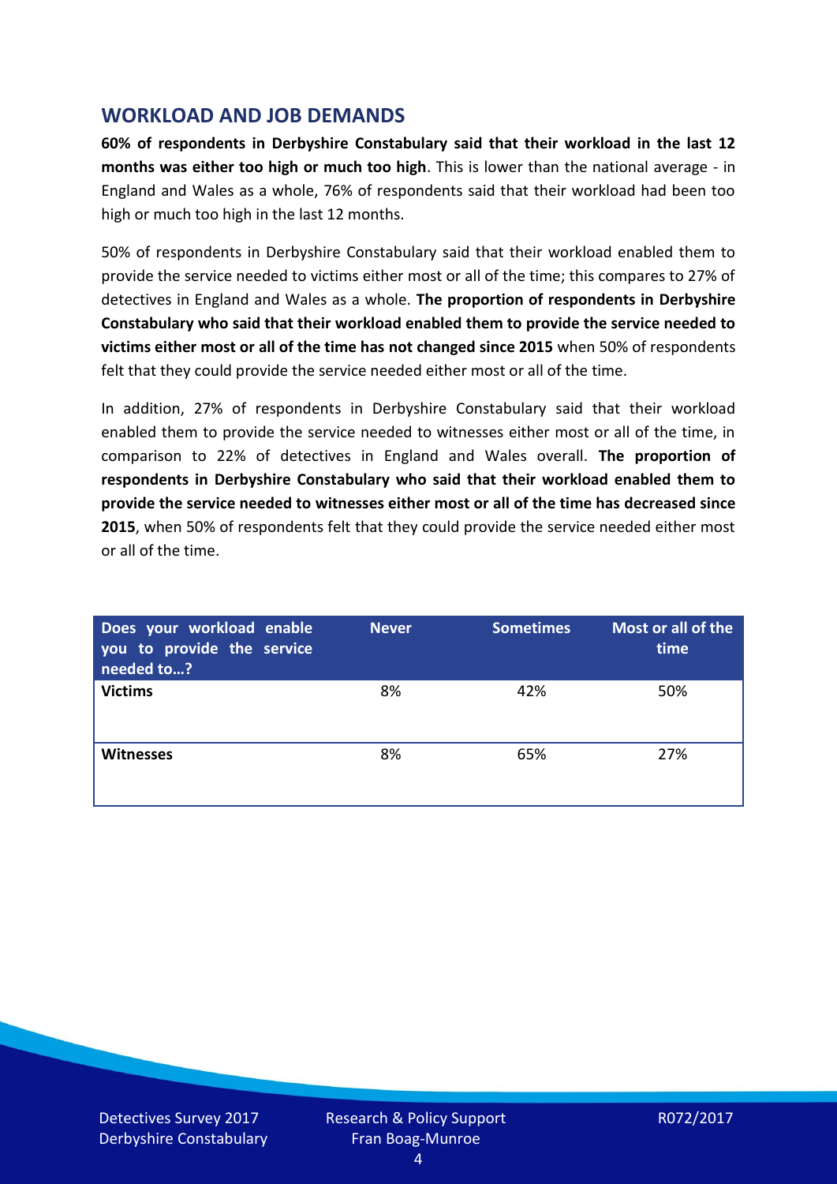## WORKLOAD AND JOB DEMANDS

**60% of respondents in Derbyshire Constabulary said that their workload in the last 12 months was either too high or much too high**. This is lower than the national average - in England and Wales as a whole, 76% of respondents said that their workload had been too high or much too high in the last 12 months.

50% of respondents in Derbyshire Constabulary said that their workload enabled them to provide the service needed to victims either most or all of the time; this compares to 27% of detectives in England and Wales as a whole. **The proportion of respondents in Derbyshire Constabulary who said that their workload enabled them to provide the service needed to victims either most or all of the time has not changed since 2015** when 50% of respondents felt that they could provide the service needed either most or all of the time.

In addition, 27% of respondents in Derbyshire Constabulary said that their workload enabled them to provide the service needed to witnesses either most or all of the time, in comparison to 22% of detectives in England and Wales overall. **The proportion of respondents in Derbyshire Constabulary who said that their workload enabled them to provide the service needed to witnesses either most or all of the time has decreased since 2015**, when 50% of respondents felt that they could provide the service needed either most or all of the time.

| Does your workload enable you to provide the service needed to…? | Never | Sometimes | Most or all of the time |
|---|---|---|---|
| **Victims** | 8% | 42% | 50% |
| **Witnesses** | 8% | 65% | 27% |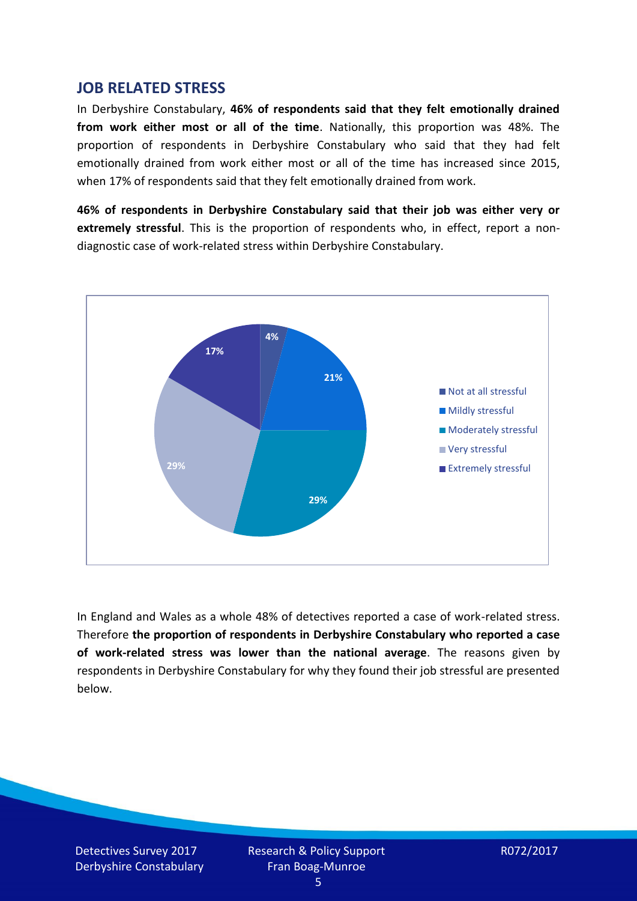## JOB RELATED STRESS

In Derbyshire Constabulary, **46% of respondents said that they felt emotionally drained from work either most or all of the time**. Nationally, this proportion was 48%. The proportion of respondents in Derbyshire Constabulary who said that they had felt emotionally drained from work either most or all of the time has increased since 2015, when 17% of respondents said that they felt emotionally drained from work.

**46% of respondents in Derbyshire Constabulary said that their job was either very or extremely stressful**. This is the proportion of respondents who, in effect, report a non-diagnostic case of work-related stress within Derbyshire Constabulary.

| Response | % |
| --- | --- |
| Not at all stressful | 4% |
| Mildly stressful | 21% |
| Moderately stressful | 29% |
| Very stressful | 29% |
| Extremely stressful | 17% |

In England and Wales as a whole 48% of detectives reported a case of work-related stress. Therefore **the proportion of respondents in Derbyshire Constabulary who reported a case of work-related stress was lower than the national average**. The reasons given by respondents in Derbyshire Constabulary for why they found their job stressful are presented below.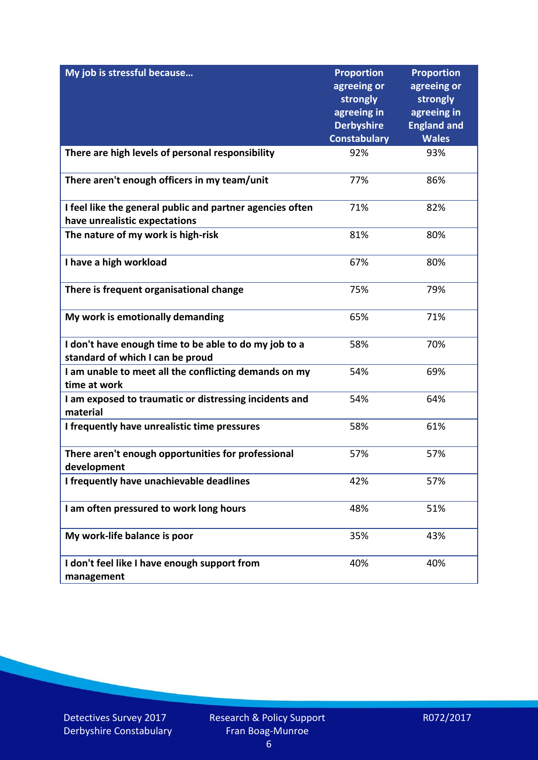| My job is stressful because… | Proportion agreeing or strongly agreeing in Derbyshire Constabulary | Proportion agreeing or strongly agreeing in England and Wales |
|---|---|---|
| There are high levels of personal responsibility | 92% | 93% |
| There aren't enough officers in my team/unit | 77% | 86% |
| I feel like the general public and partner agencies often have unrealistic expectations | 71% | 82% |
| The nature of my work is high-risk | 81% | 80% |
| I have a high workload | 67% | 80% |
| There is frequent organisational change | 75% | 79% |
| My work is emotionally demanding | 65% | 71% |
| I don't have enough time to be able to do my job to a standard of which I can be proud | 58% | 70% |
| I am unable to meet all the conflicting demands on my time at work | 54% | 69% |
| I am exposed to traumatic or distressing incidents and material | 54% | 64% |
| I frequently have unrealistic time pressures | 58% | 61% |
| There aren't enough opportunities for professional development | 57% | 57% |
| I frequently have unachievable deadlines | 42% | 57% |
| I am often pressured to work long hours | 48% | 51% |
| My work-life balance is poor | 35% | 43% |
| I don't feel like I have enough support from management | 40% | 40% |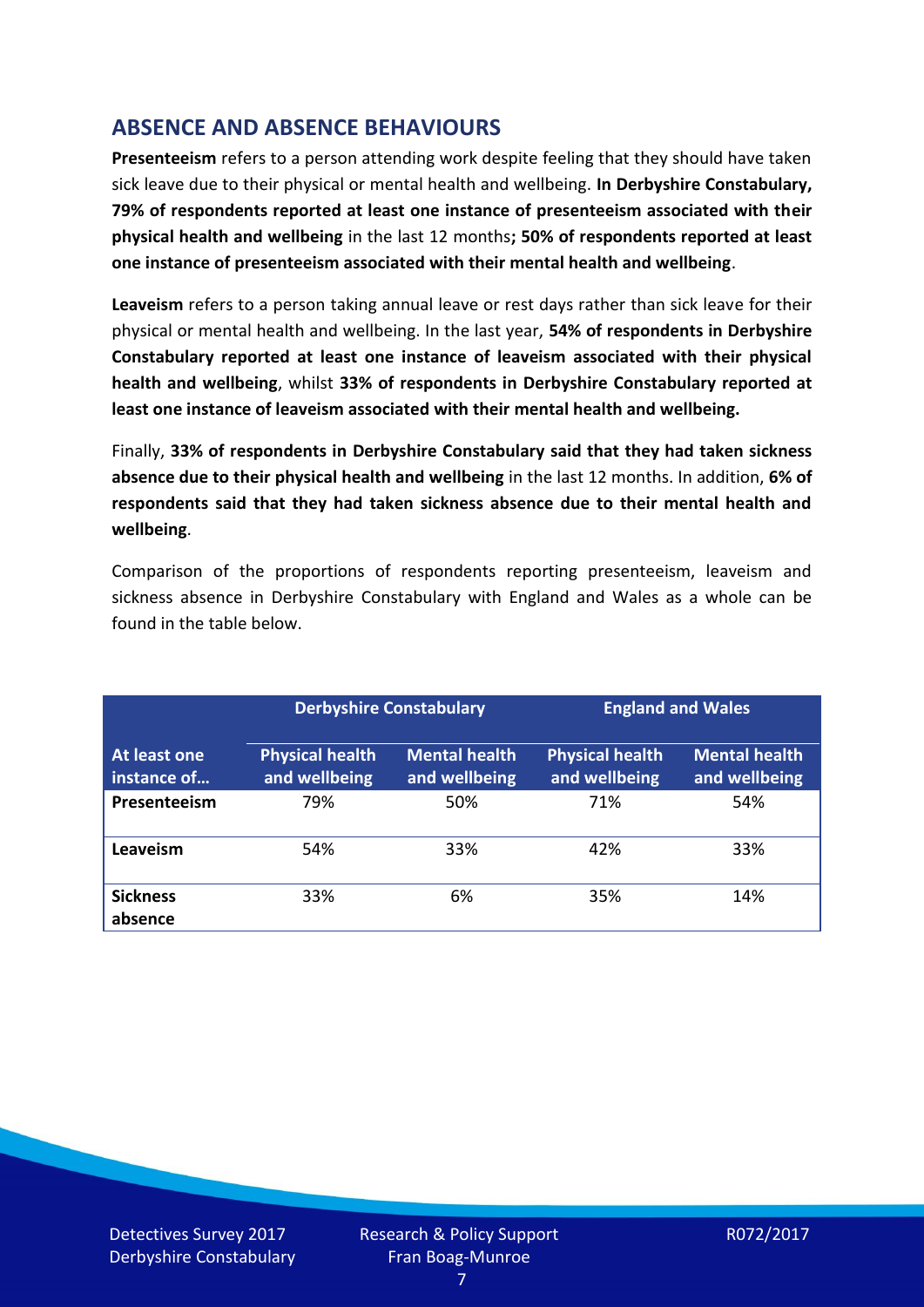## ABSENCE AND ABSENCE BEHAVIOURS

**Presenteeism** refers to a person attending work despite feeling that they should have taken sick leave due to their physical or mental health and wellbeing. **In Derbyshire Constabulary, 79% of respondents reported at least one instance of presenteeism associated with their physical health and wellbeing** in the last 12 months**; 50% of respondents reported at least one instance of presenteeism associated with their mental health and wellbeing**.

**Leaveism** refers to a person taking annual leave or rest days rather than sick leave for their physical or mental health and wellbeing. In the last year, **54% of respondents in Derbyshire Constabulary reported at least one instance of leaveism associated with their physical health and wellbeing**, whilst **33% of respondents in Derbyshire Constabulary reported at least one instance of leaveism associated with their mental health and wellbeing.**

Finally, **33% of respondents in Derbyshire Constabulary said that they had taken sickness absence due to their physical health and wellbeing** in the last 12 months. In addition, **6% of respondents said that they had taken sickness absence due to their mental health and wellbeing**.

Comparison of the proportions of respondents reporting presenteeism, leaveism and sickness absence in Derbyshire Constabulary with England and Wales as a whole can be found in the table below.

| | Derbyshire Constabulary | | England and Wales | |
|---|---|---|---|---|
| **At least one instance of…** | **Physical health and wellbeing** | **Mental health and wellbeing** | **Physical health and wellbeing** | **Mental health and wellbeing** |
| **Presenteeism** | 79% | 50% | 71% | 54% |
| **Leaveism** | 54% | 33% | 42% | 33% |
| **Sickness absence** | 33% | 6% | 35% | 14% |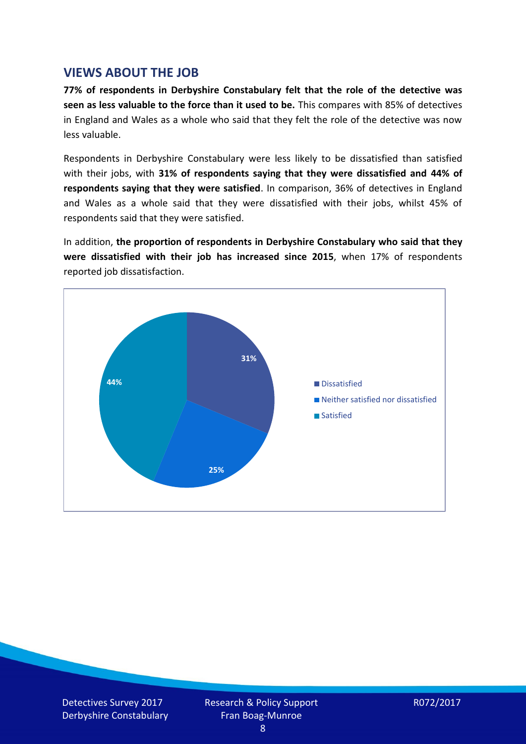## VIEWS ABOUT THE JOB

**77% of respondents in Derbyshire Constabulary felt that the role of the detective was seen as less valuable to the force than it used to be.** This compares with 85% of detectives in England and Wales as a whole who said that they felt the role of the detective was now less valuable.

Respondents in Derbyshire Constabulary were less likely to be dissatisfied than satisfied with their jobs, with **31% of respondents saying that they were dissatisfied and 44% of respondents saying that they were satisfied**. In comparison, 36% of detectives in England and Wales as a whole said that they were dissatisfied with their jobs, whilst 45% of respondents said that they were satisfied.

In addition, **the proportion of respondents in Derbyshire Constabulary who said that they were dissatisfied with their job has increased since 2015**, when 17% of respondents reported job dissatisfaction.

| Response | Percentage |
| --- | --- |
| Dissatisfied | 31% |
| Neither satisfied nor dissatisfied | 25% |
| Satisfied | 44% |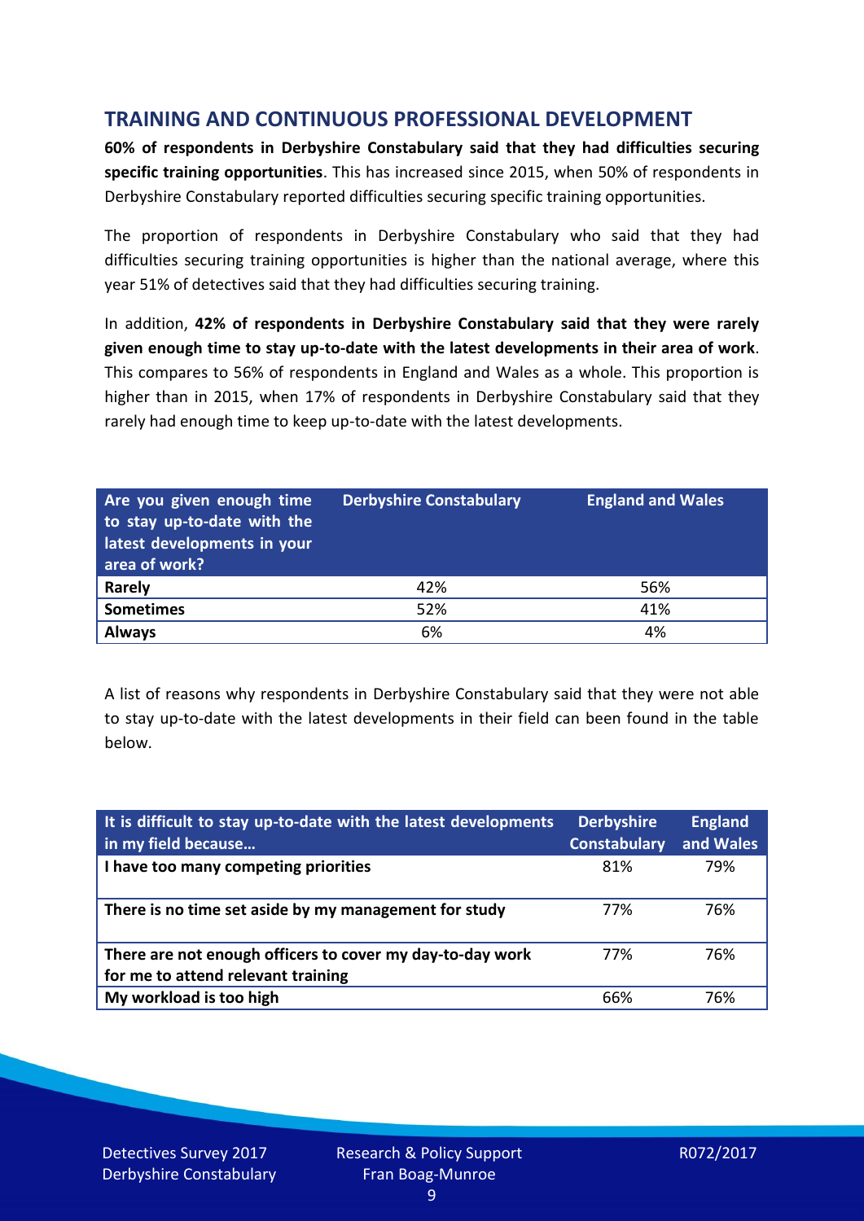## TRAINING AND CONTINUOUS PROFESSIONAL DEVELOPMENT

**60% of respondents in Derbyshire Constabulary said that they had difficulties securing specific training opportunities**. This has increased since 2015, when 50% of respondents in Derbyshire Constabulary reported difficulties securing specific training opportunities.

The proportion of respondents in Derbyshire Constabulary who said that they had difficulties securing training opportunities is higher than the national average, where this year 51% of detectives said that they had difficulties securing training.

In addition, **42% of respondents in Derbyshire Constabulary said that they were rarely given enough time to stay up-to-date with the latest developments in their area of work**. This compares to 56% of respondents in England and Wales as a whole. This proportion is higher than in 2015, when 17% of respondents in Derbyshire Constabulary said that they rarely had enough time to keep up-to-date with the latest developments.

| Are you given enough time to stay up-to-date with the latest developments in your area of work? | Derbyshire Constabulary | England and Wales |
|---|---|---|
| **Rarely** | 42% | 56% |
| **Sometimes** | 52% | 41% |
| **Always** | 6% | 4% |

A list of reasons why respondents in Derbyshire Constabulary said that they were not able to stay up-to-date with the latest developments in their field can been found in the table below.

| It is difficult to stay up-to-date with the latest developments in my field because… | Derbyshire Constabulary | England and Wales |
|---|---|---|
| **I have too many competing priorities** | 81% | 79% |
| **There is no time set aside by my management for study** | 77% | 76% |
| **There are not enough officers to cover my day-to-day work for me to attend relevant training** | 77% | 76% |
| **My workload is too high** | 66% | 76% |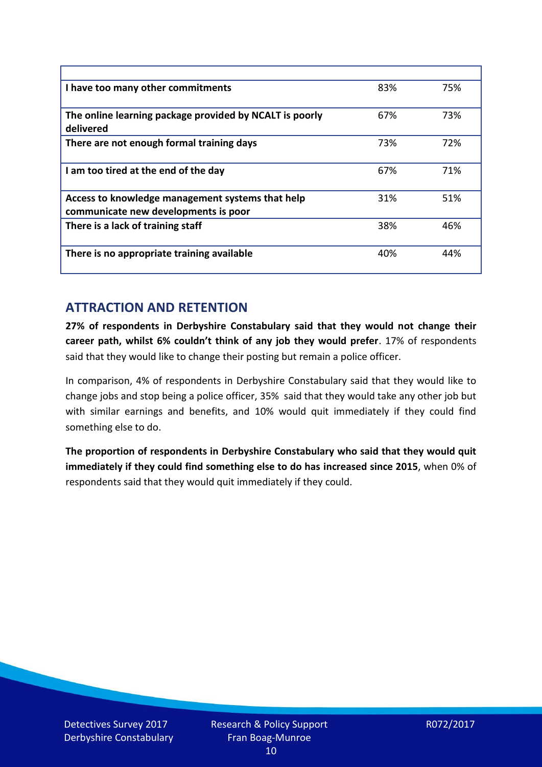| | | |
|---|---|---|
| **I have too many other commitments** | 83% | 75% |
| **The online learning package provided by NCALT is poorly delivered** | 67% | 73% |
| **There are not enough formal training days** | 73% | 72% |
| **I am too tired at the end of the day** | 67% | 71% |
| **Access to knowledge management systems that help communicate new developments is poor** | 31% | 51% |
| **There is a lack of training staff** | 38% | 46% |
| **There is no appropriate training available** | 40% | 44% |

## ATTRACTION AND RETENTION

**27% of respondents in Derbyshire Constabulary said that they would not change their career path, whilst 6% couldn't think of any job they would prefer**. 17% of respondents said that they would like to change their posting but remain a police officer.

In comparison, 4% of respondents in Derbyshire Constabulary said that they would like to change jobs and stop being a police officer, 35% said that they would take any other job but with similar earnings and benefits, and 10% would quit immediately if they could find something else to do.

**The proportion of respondents in Derbyshire Constabulary who said that they would quit immediately if they could find something else to do has increased since 2015**, when 0% of respondents said that they would quit immediately if they could.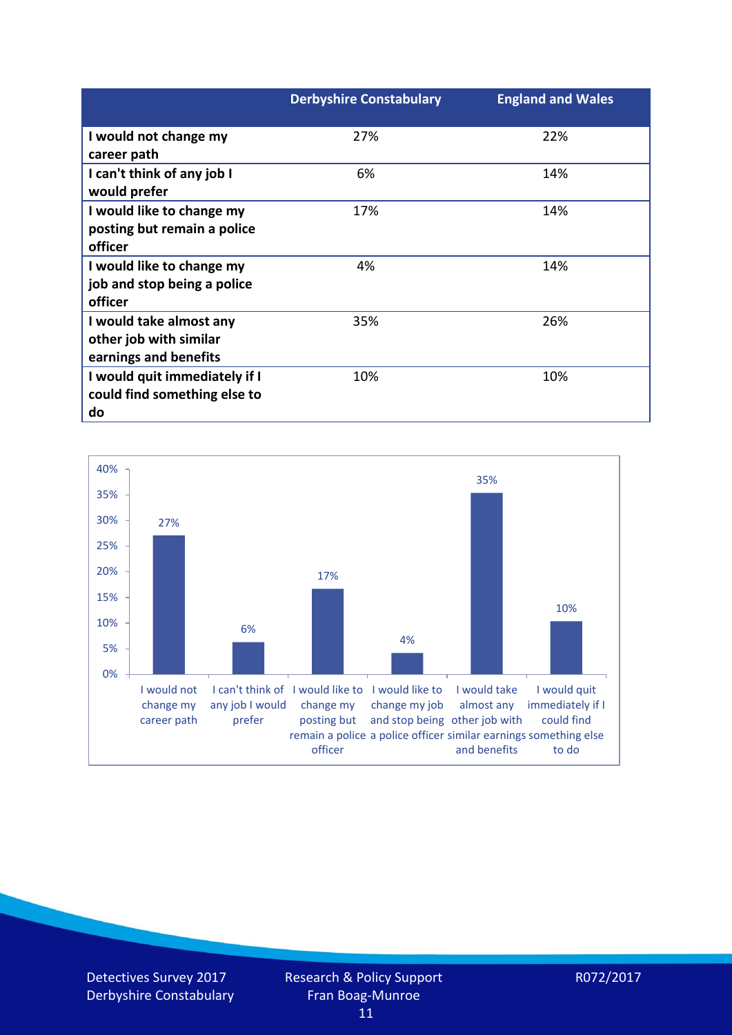| | Derbyshire Constabulary | England and Wales |
|---|---|---|
| I would not change my career path | 27% | 22% |
| I can't think of any job I would prefer | 6% | 14% |
| I would like to change my posting but remain a police officer | 17% | 14% |
| I would like to change my job and stop being a police officer | 4% | 14% |
| I would take almost any other job with similar earnings and benefits | 35% | 26% |
| I would quit immediately if I could find something else to do | 10% | 10% |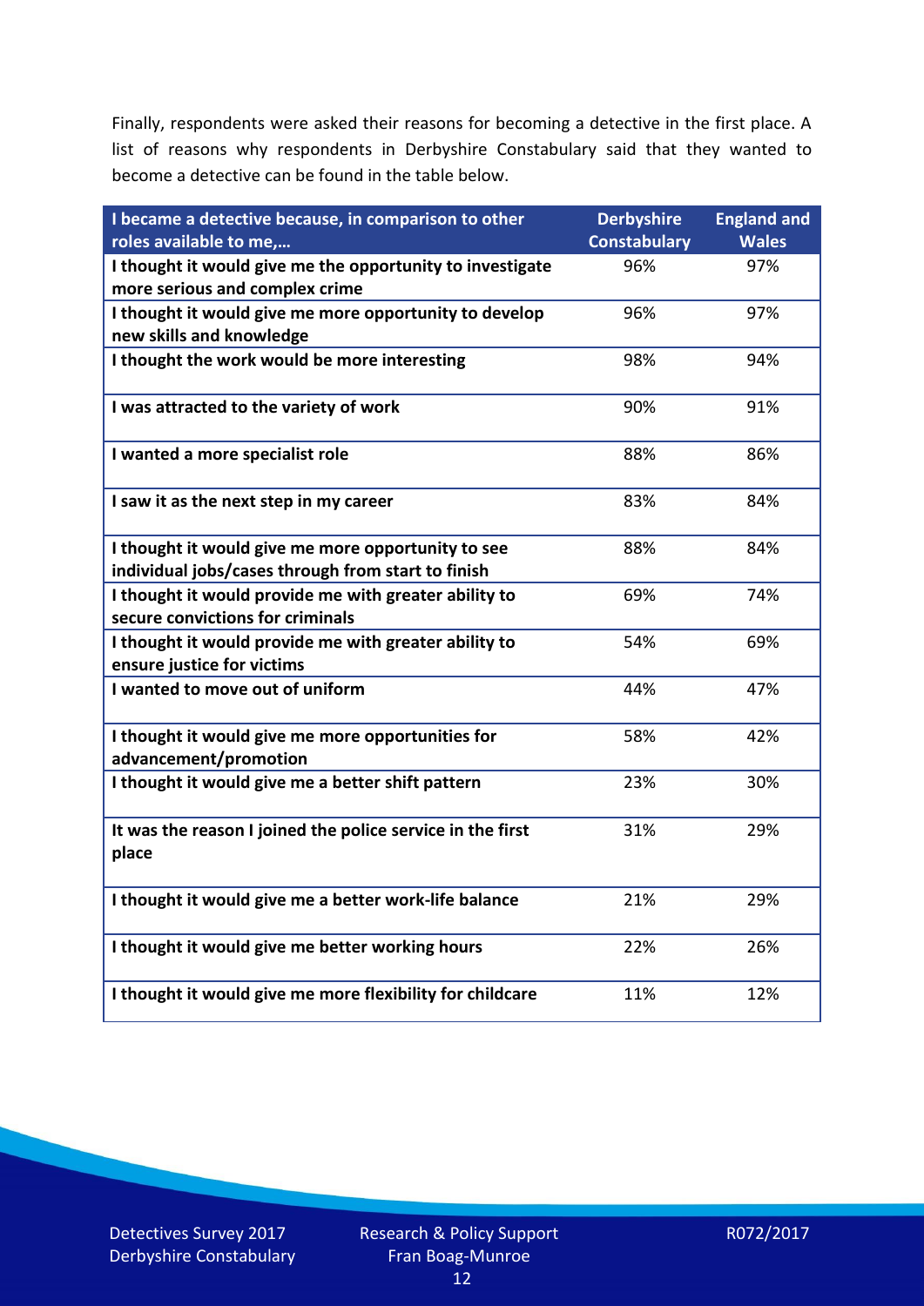Finally, respondents were asked their reasons for becoming a detective in the first place. A list of reasons why respondents in Derbyshire Constabulary said that they wanted to become a detective can be found in the table below.

| I became a detective because, in comparison to other roles available to me,… | Derbyshire Constabulary | England and Wales |
|---|---|---|
| I thought it would give me the opportunity to investigate more serious and complex crime | 96% | 97% |
| I thought it would give me more opportunity to develop new skills and knowledge | 96% | 97% |
| I thought the work would be more interesting | 98% | 94% |
| I was attracted to the variety of work | 90% | 91% |
| I wanted a more specialist role | 88% | 86% |
| I saw it as the next step in my career | 83% | 84% |
| I thought it would give me more opportunity to see individual jobs/cases through from start to finish | 88% | 84% |
| I thought it would provide me with greater ability to secure convictions for criminals | 69% | 74% |
| I thought it would provide me with greater ability to ensure justice for victims | 54% | 69% |
| I wanted to move out of uniform | 44% | 47% |
| I thought it would give me more opportunities for advancement/promotion | 58% | 42% |
| I thought it would give me a better shift pattern | 23% | 30% |
| It was the reason I joined the police service in the first place | 31% | 29% |
| I thought it would give me a better work-life balance | 21% | 29% |
| I thought it would give me better working hours | 22% | 26% |
| I thought it would give me more flexibility for childcare | 11% | 12% |